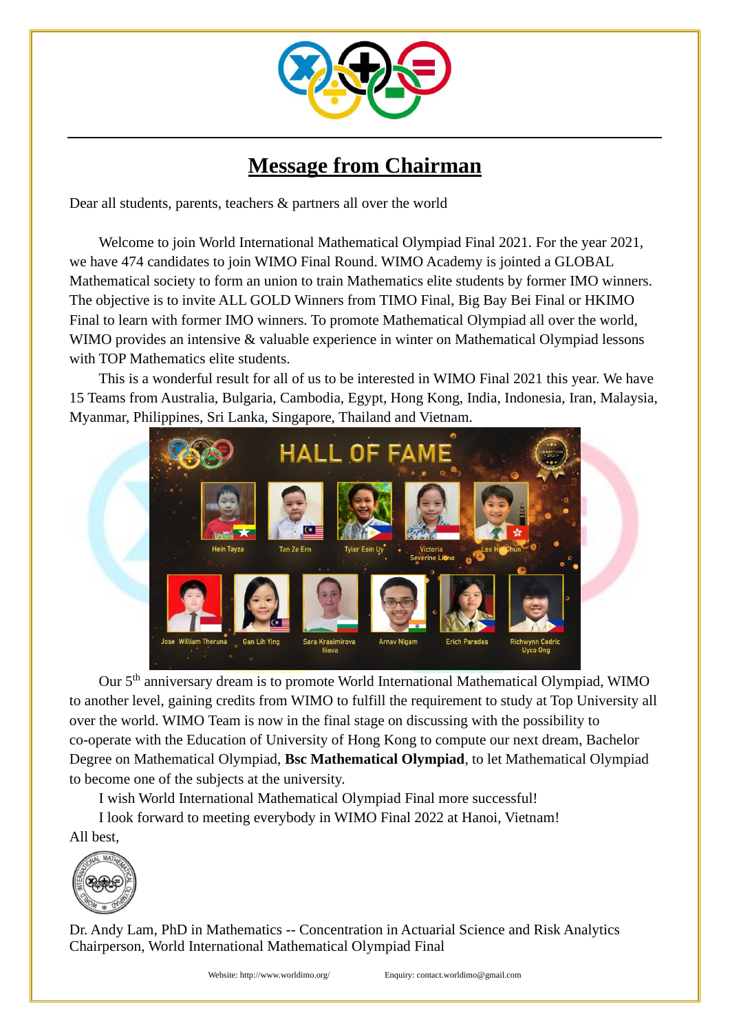# Message from Chairman

Dear all students, parents, teachers & partners all over the world

Welcome to join World International Mathematical Olympiad Final 2021. For the year 2021, we have 474 candidates to join WIMO Final Round. WIMO Academy is jointed a GLOBAL Mathematical society to form an union to train Mathematics elite students by former IMO winners. The objective is to invite ALL GOLD Winners from TIMO Final, Big Bay Bei Final or HKIMO Final to learn with former IMO winners. To promote Mathematical Olympiad all over the world, WIMO provides an intensive & valuable experience in winter on Mathematical Olympiad lessons with TOP Mathematics elite students.

This is a wonderful result for all of us to be interested in WIMO Final 2021 this year. We have 15 Teams from Australia, Bulgaria, Cambodia, Egypt, Hong Kong, India, Indonesia, Iran, Malaysia, Myanmar, Philippines, Sri Lanka, Singapore, Thailand and Vietnam.

Our 5th anniversary dream is to promote World International Mathematical Olympiad, WIMO to another level, gaining credits from WIMO to fulfill the requirement to study at Top University all over the world. WIMO Team is now in the final stage on discussing with the possibility to co-operate with the Education of University of Hong Kong to compute our next dream, Bachelor Degree on Mathematical Olympiad, **Bsc Mathematical Olympiad**, to let Mathematical Olympiad to become one of the subjects at the university.

I wish World International Mathematical Olympiad Final more successful!

I look forward to meeting everybody in WIMO Final 2022 at Hanoi, Vietnam!

All best,

Dr. Andy Lam, PhD in Mathematics -- Concentration in Actuarial Science and Risk Analytics
Chairperson, World International Mathematical Olympiad Final

Website: http://www.worldimo.org/ Enquiry: contact.worldimo@gmail.com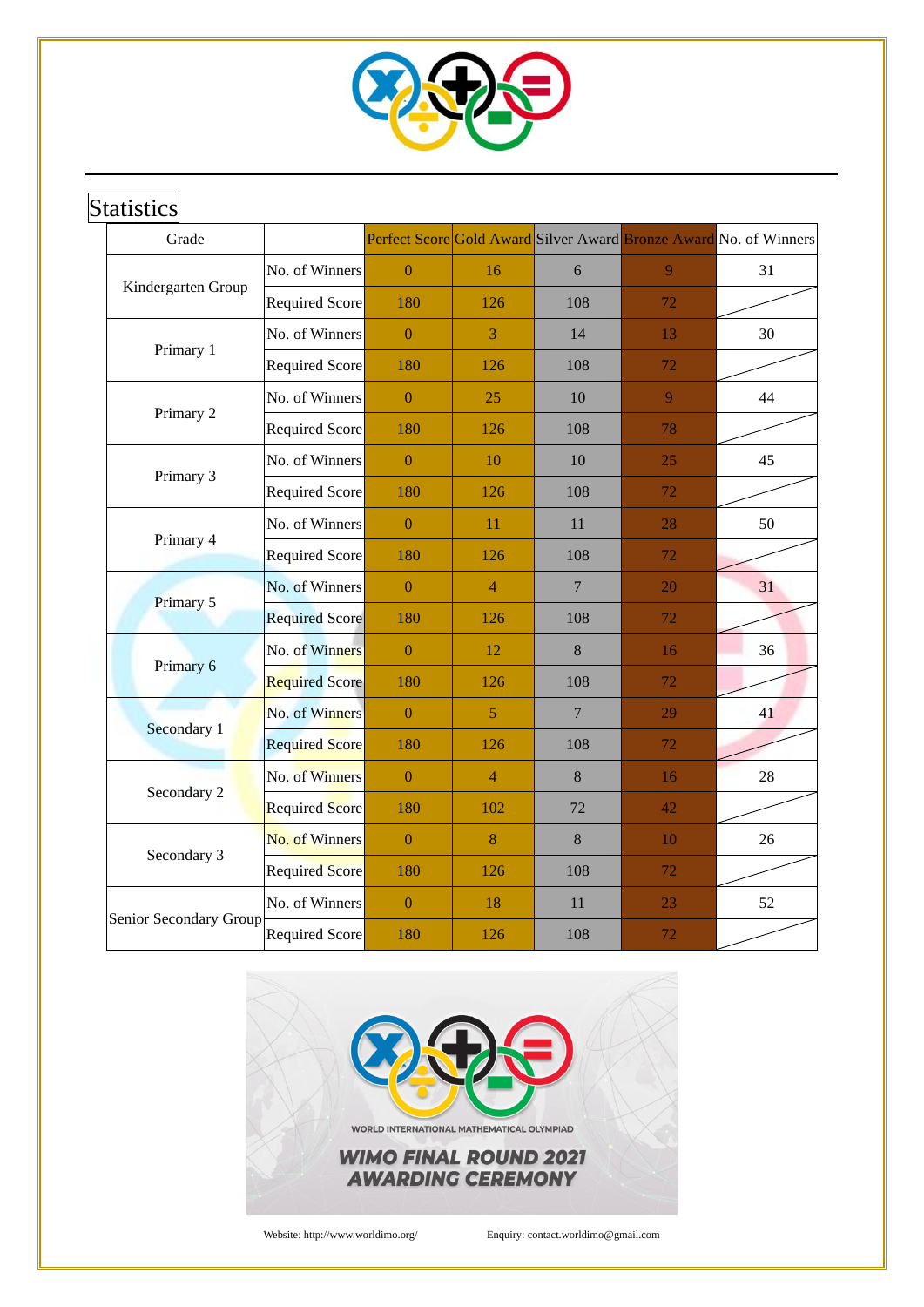## Statistics

| Grade | | Perfect Score | Gold Award | Silver Award | Bronze Award | No. of Winners |
|---|---|---|---|---|---|---|
| Kindergarten Group | No. of Winners | 0 | 16 | 6 | 9 | 31 |
| | Required Score | 180 | 126 | 108 | 72 | |
| Primary 1 | No. of Winners | 0 | 3 | 14 | 13 | 30 |
| | Required Score | 180 | 126 | 108 | 72 | |
| Primary 2 | No. of Winners | 0 | 25 | 10 | 9 | 44 |
| | Required Score | 180 | 126 | 108 | 78 | |
| Primary 3 | No. of Winners | 0 | 10 | 10 | 25 | 45 |
| | Required Score | 180 | 126 | 108 | 72 | |
| Primary 4 | No. of Winners | 0 | 11 | 11 | 28 | 50 |
| | Required Score | 180 | 126 | 108 | 72 | |
| Primary 5 | No. of Winners | 0 | 4 | 7 | 20 | 31 |
| | Required Score | 180 | 126 | 108 | 72 | |
| Primary 6 | No. of Winners | 0 | 12 | 8 | 16 | 36 |
| | Required Score | 180 | 126 | 108 | 72 | |
| Secondary 1 | No. of Winners | 0 | 5 | 7 | 29 | 41 |
| | Required Score | 180 | 126 | 108 | 72 | |
| Secondary 2 | No. of Winners | 0 | 4 | 8 | 16 | 28 |
| | Required Score | 180 | 102 | 72 | 42 | |
| Secondary 3 | No. of Winners | 0 | 8 | 8 | 10 | 26 |
| | Required Score | 180 | 126 | 108 | 72 | |
| Senior Secondary Group | No. of Winners | 0 | 18 | 11 | 23 | 52 |
| | Required Score | 180 | 126 | 108 | 72 | |

WORLD INTERNATIONAL MATHEMATICAL OLYMPIAD

**WIMO FINAL ROUND 2021 AWARDING CEREMONY**

Website: http://www.worldimo.org/ Enquiry: contact.worldimo@gmail.com